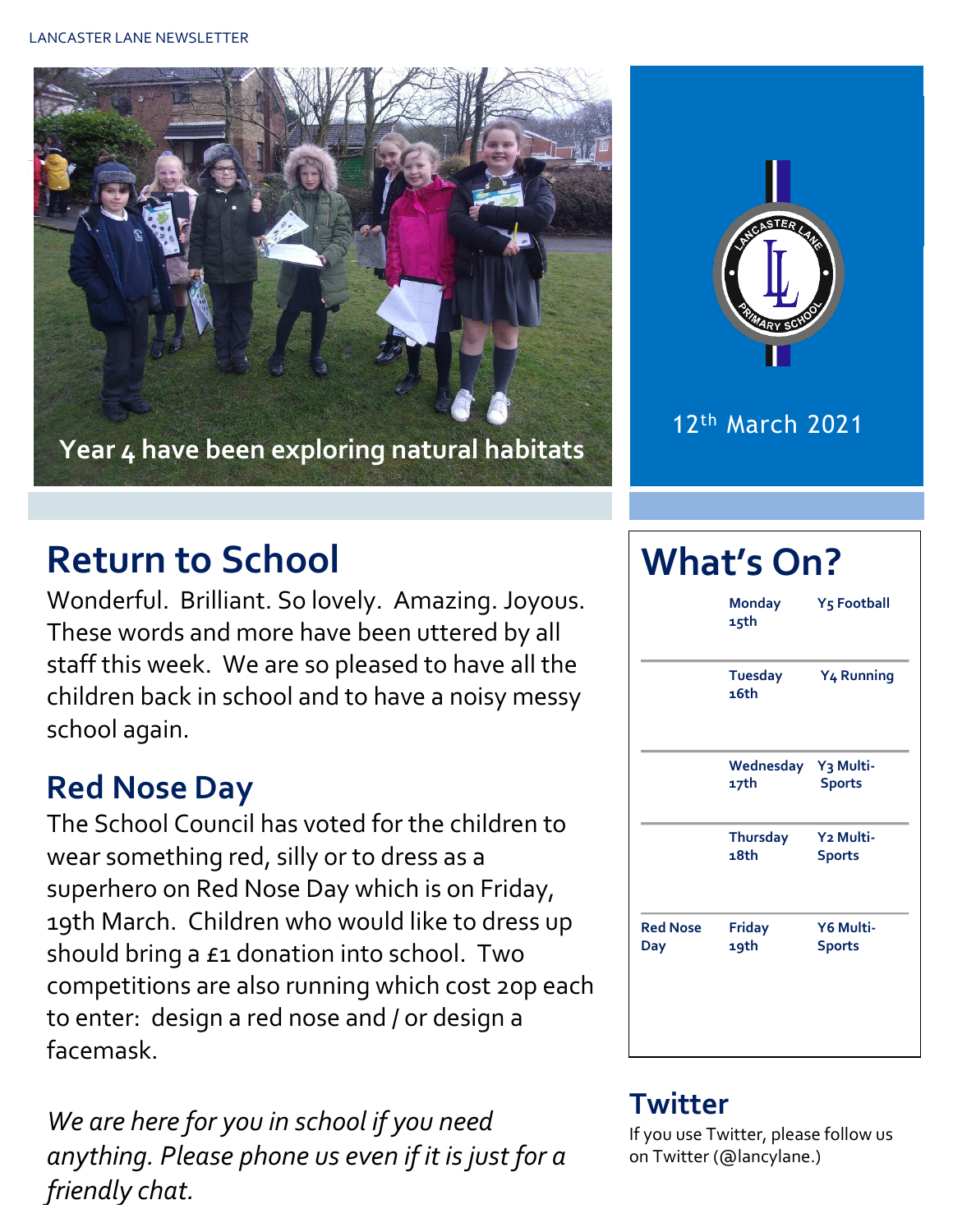LANCASTER LANE NEWSLETTER

Year 4 have been exploring natural habitats

12th March 2021

## Return to School

Wonderful. Brilliant. So lovely. Amazing. Joyous. These words and more have been uttered by all staff this week. We are so pleased to have all the children back in school and to have a noisy messy school again.

## Red Nose Day

The School Council has voted for the children to wear something red, silly or to dress as a superhero on Red Nose Day which is on Friday, 19th March. Children who would like to dress up should bring a £1 donation into school. Two competitions are also running which cost 20p each to enter: design a red nose and / or design a facemask.

*We are here for you in school if you need anything. Please phone us even if it is just for a friendly chat.*

## What's On?

| | | |
|---|---|---|
| | **Monday 15th** | **Y5 Football** |
| | **Tuesday 16th** | **Y4 Running** |
| | **Wednesday 17th** | **Y3 Multi-Sports** |
| | **Thursday 18th** | **Y2 Multi-Sports** |
| **Red Nose Day** | **Friday 19th** | **Y6 Multi-Sports** |

## Twitter

If you use Twitter, please follow us on Twitter (@lancylane.)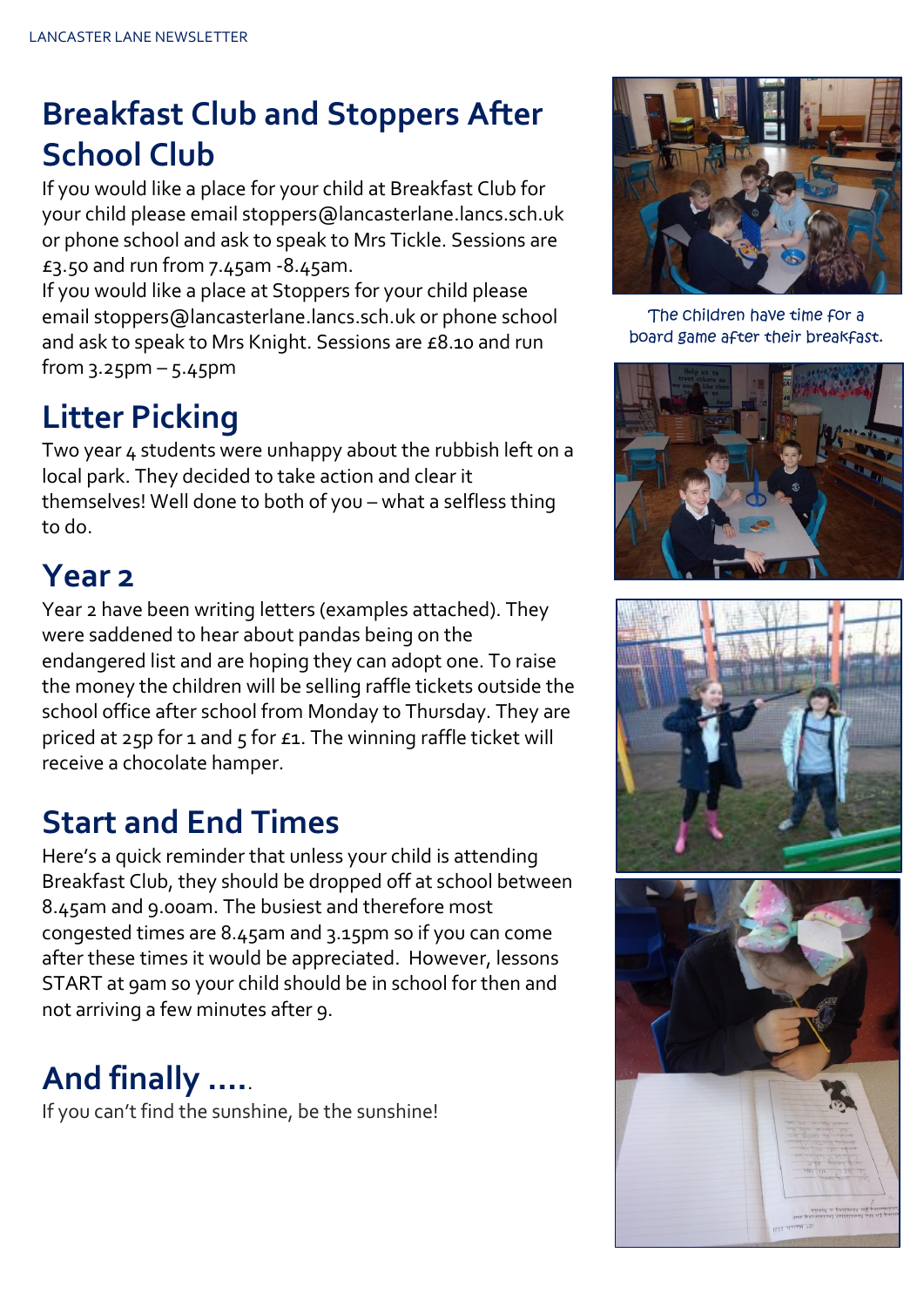## Breakfast Club and Stoppers After School Club

If you would like a place for your child at Breakfast Club for your child please email stoppers@lancasterlane.lancs.sch.uk or phone school and ask to speak to Mrs Tickle. Sessions are £3.50 and run from 7.45am -8.45am.
If you would like a place at Stoppers for your child please email stoppers@lancasterlane.lancs.sch.uk or phone school and ask to speak to Mrs Knight. Sessions are £8.10 and run from 3.25pm – 5.45pm

## Litter Picking

Two year 4 students were unhappy about the rubbish left on a local park. They decided to take action and clear it themselves! Well done to both of you – what a selfless thing to do.

## Year 2

Year 2 have been writing letters (examples attached). They were saddened to hear about pandas being on the endangered list and are hoping they can adopt one. To raise the money the children will be selling raffle tickets outside the school office after school from Monday to Thursday. They are priced at 25p for 1 and 5 for £1. The winning raffle ticket will receive a chocolate hamper.

## Start and End Times

Here's a quick reminder that unless your child is attending Breakfast Club, they should be dropped off at school between 8.45am and 9.00am. The busiest and therefore most congested times are 8.45am and 3.15pm so if you can come after these times it would be appreciated. However, lessons START at 9am so your child should be in school for then and not arriving a few minutes after 9.

## And finally ….

If you can't find the sunshine, be the sunshine!

The children have time for a board game after their breakfast.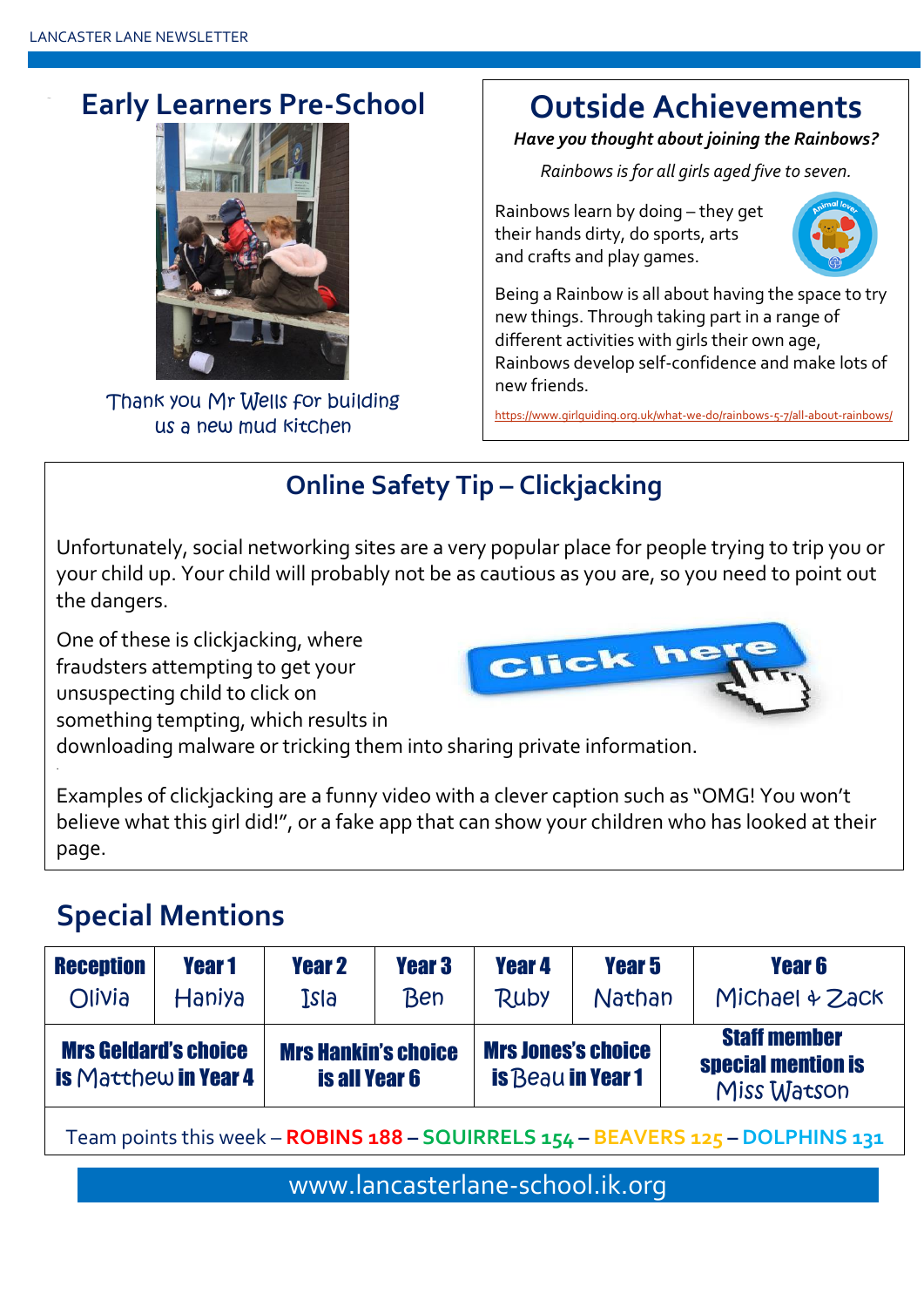## Early Learners Pre-School

Thank you Mr Wells for building us a new mud kitchen

## Outside Achievements

***Have you thought about joining the Rainbows?***

*Rainbows is for all girls aged five to seven.*

Rainbows learn by doing – they get their hands dirty, do sports, arts and crafts and play games.

Being a Rainbow is all about having the space to try new things. Through taking part in a range of different activities with girls their own age, Rainbows develop self-confidence and make lots of new friends.

https://www.girlguiding.org.uk/what-we-do/rainbows-5-7/all-about-rainbows/

## Online Safety Tip – Clickjacking

Unfortunately, social networking sites are a very popular place for people trying to trip you or your child up. Your child will probably not be as cautious as you are, so you need to point out the dangers.

One of these is clickjacking, where fraudsters attempting to get your unsuspecting child to click on something tempting, which results in downloading malware or tricking them into sharing private information.

Examples of clickjacking are a funny video with a clever caption such as "OMG! You won't believe what this girl did!", or a fake app that can show your children who has looked at their page.

## Special Mentions

| Reception | Year 1 | Year 2 | Year 3 | Year 4 | Year 5 | Year 6 |
|---|---|---|---|---|---|---|
| Olivia | Haniya | Isla | Ben | Ruby | Nathan | Michael & Zack |

| | | | |
|---|---|---|---|
| **Mrs Geldard's choice is** Matthew **in Year 4** | **Mrs Hankin's choice is all Year 6** | **Mrs Jones's choice is** Beau **in Year 1** | **Staff member special mention is** Miss Watson |

Team points this week – **ROBINS 188** – **SQUIRRELS 154** – **BEAVERS 125** – **DOLPHINS 131**

www.lancasterlane-school.ik.org